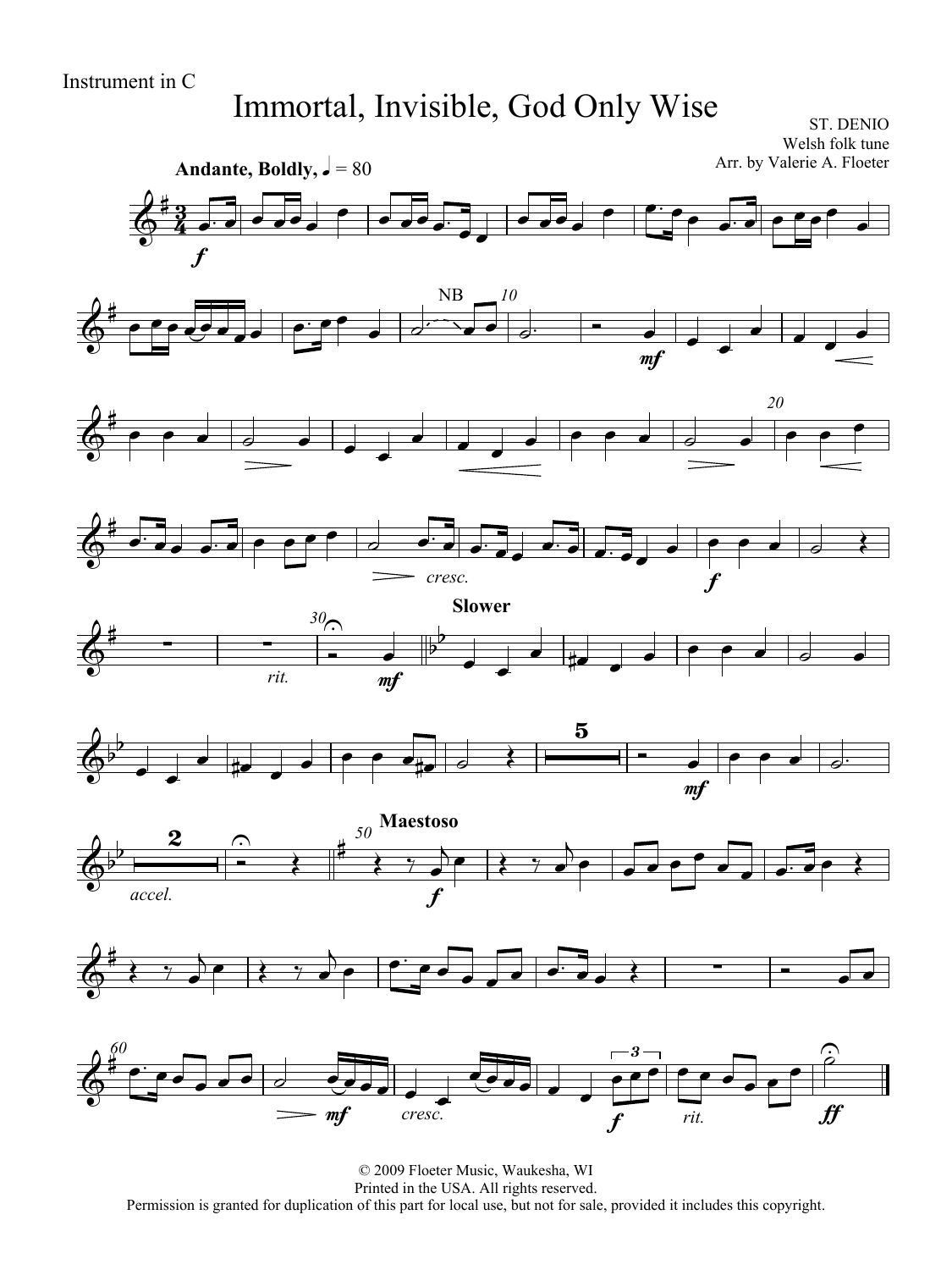Instrument in C

# Immortal, Invisible, God Only Wise

ST. DENIO
Welsh folk tune
Arr. by Valerie A. Floeter

© 2009 Floeter Music, Waukesha, WI
Printed in the USA. All rights reserved.
Permission is granted for duplication of this part for local use, but not for sale, provided it includes this copyright.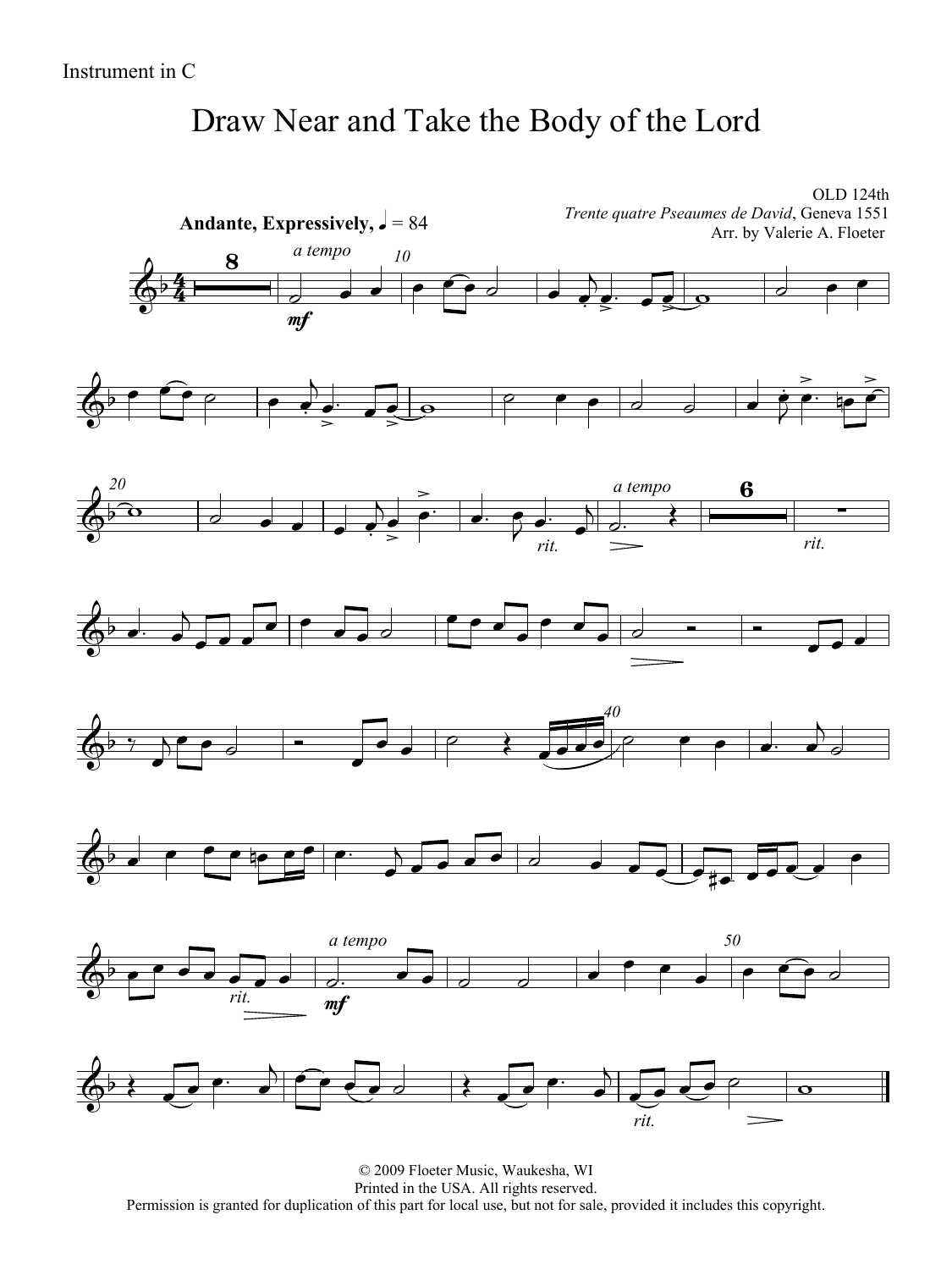Instrument in C

# Draw Near and Take the Body of the Lord

OLD 124th
*Trente quatre Pseaumes de David*, Geneva 1551
Arr. by Valerie A. Floeter

**Andante, Expressively,** ♩ = 84

© 2009 Floeter Music, Waukesha, WI
Printed in the USA. All rights reserved.
Permission is granted for duplication of this part for local use, but not for sale, provided it includes this copyright.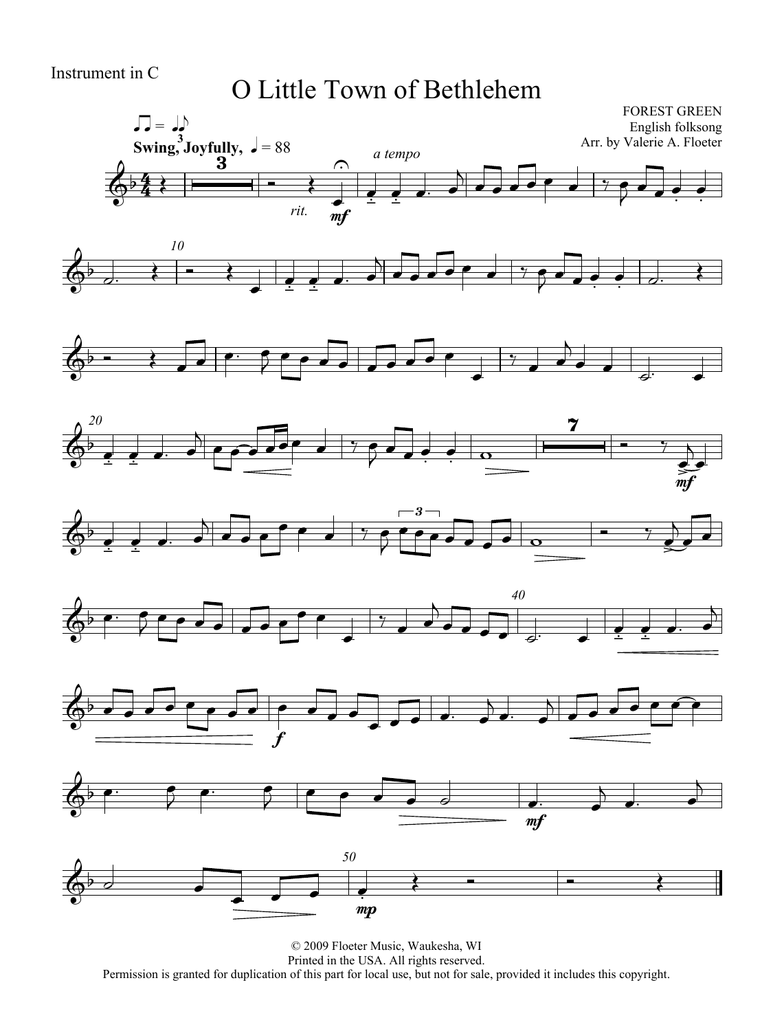Instrument in C

# O Little Town of Bethlehem

FOREST GREEN
English folksong
Arr. by Valerie A. Floeter

Swing, Joyfully, ♩ = 88

© 2009 Floeter Music, Waukesha, WI
Printed in the USA. All rights reserved.
Permission is granted for duplication of this part for local use, but not for sale, provided it includes this copyright.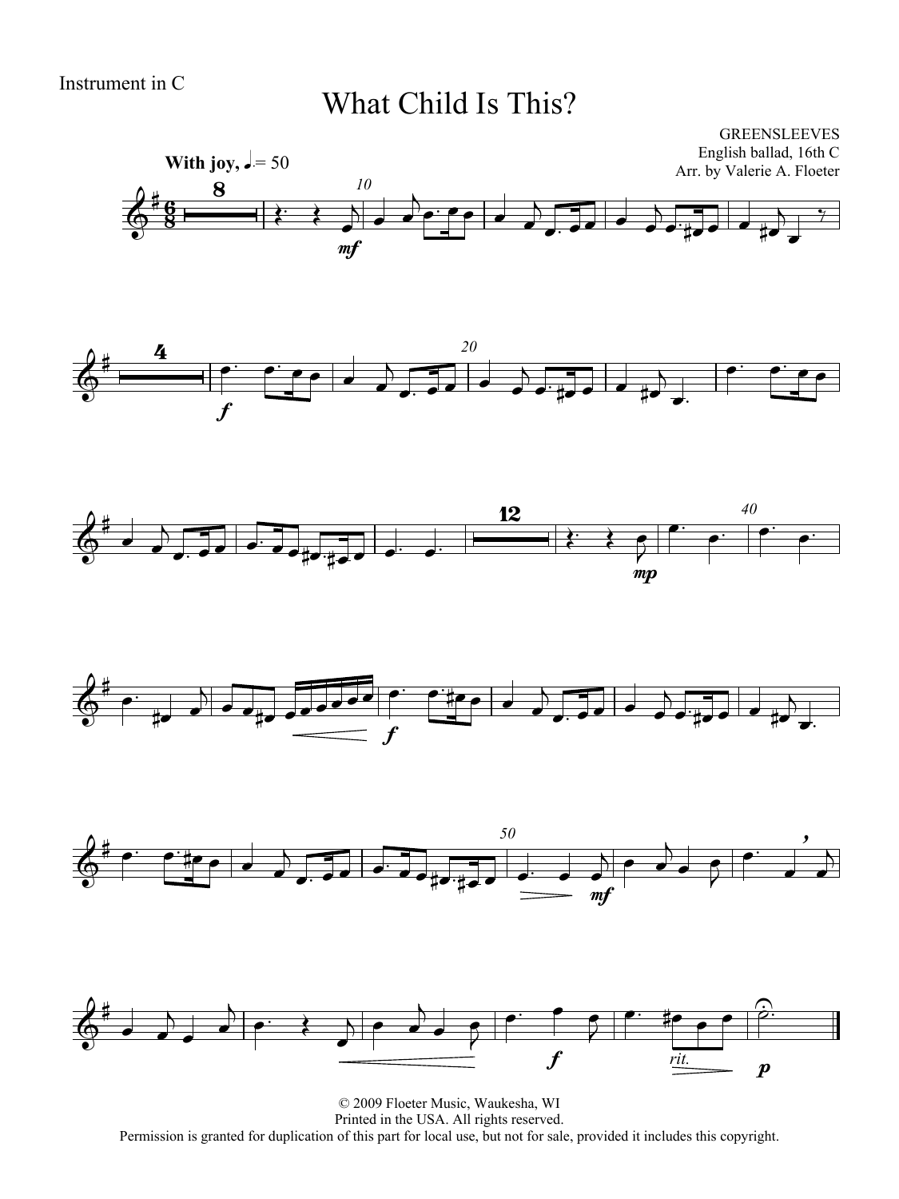Instrument in C

# What Child Is This?

GREENSLEEVES
English ballad, 16th C
Arr. by Valerie A. Floeter

**With joy,** ♩. = 50

© 2009 Floeter Music, Waukesha, WI
Printed in the USA. All rights reserved.
Permission is granted for duplication of this part for local use, but not for sale, provided it includes this copyright.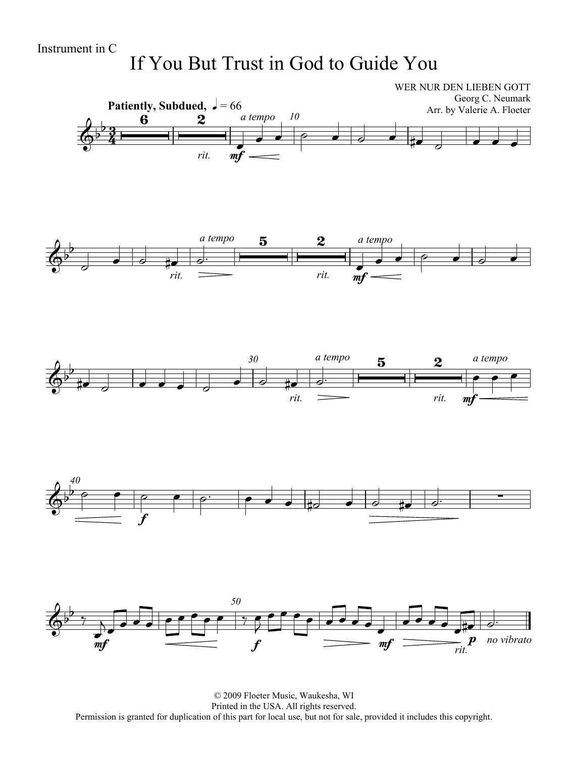Instrument in C

# If You But Trust in God to Guide You

WER NUR DEN LIEBEN GOTT
Georg C. Neumark
Arr. by Valerie A. Floeter

**Patiently, Subdued,** ♩ = 66

© 2009 Floeter Music, Waukesha, WI
Printed in the USA. All rights reserved.
Permission is granted for duplication of this part for local use, but not for sale, provided it includes this copyright.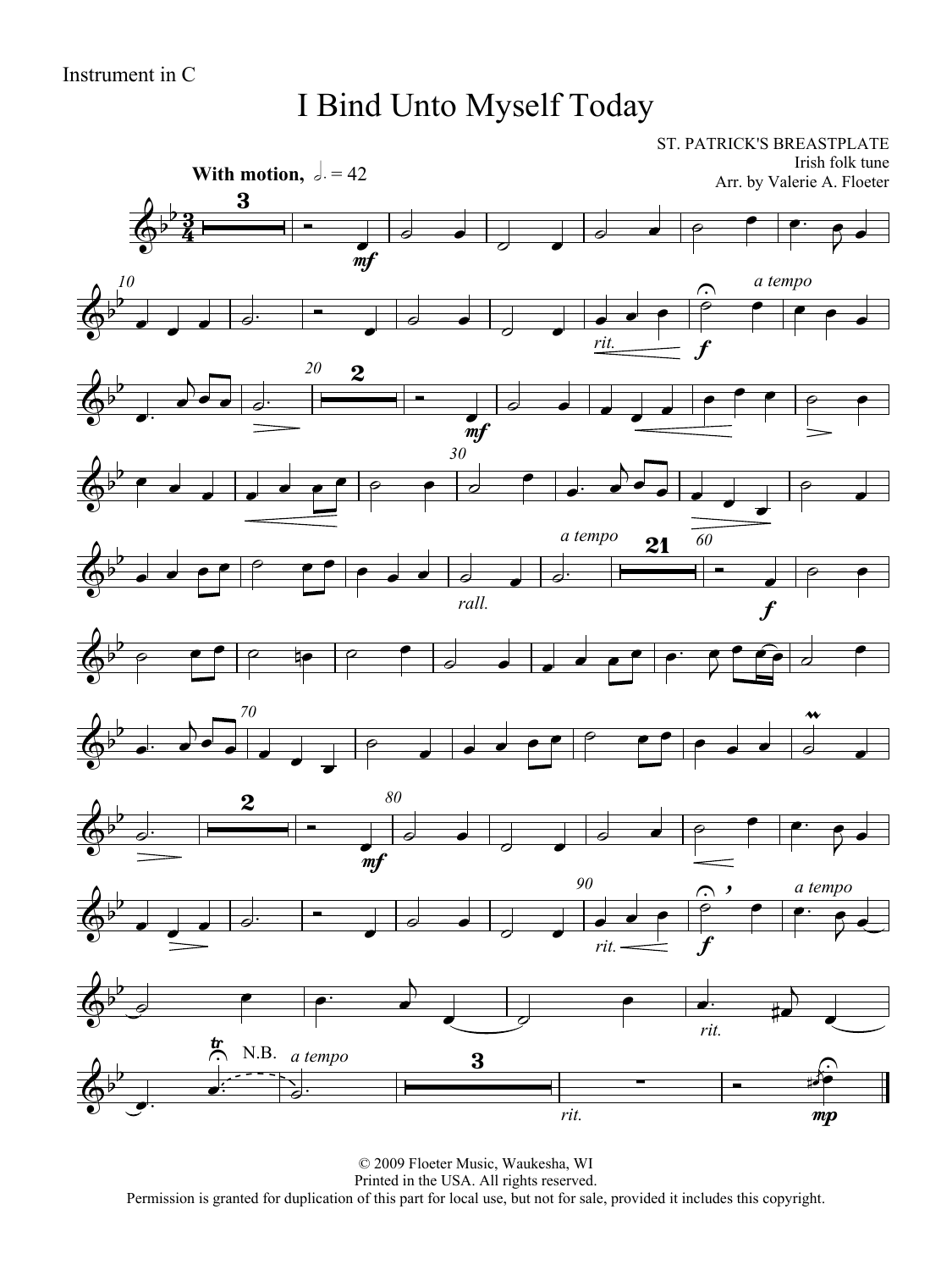Instrument in C

# I Bind Unto Myself Today

ST. PATRICK'S BREASTPLATE
Irish folk tune
Arr. by Valerie A. Floeter

**With motion,** 𝅗𝅥. = 42

© 2009 Floeter Music, Waukesha, WI
Printed in the USA. All rights reserved.
Permission is granted for duplication of this part for local use, but not for sale, provided it includes this copyright.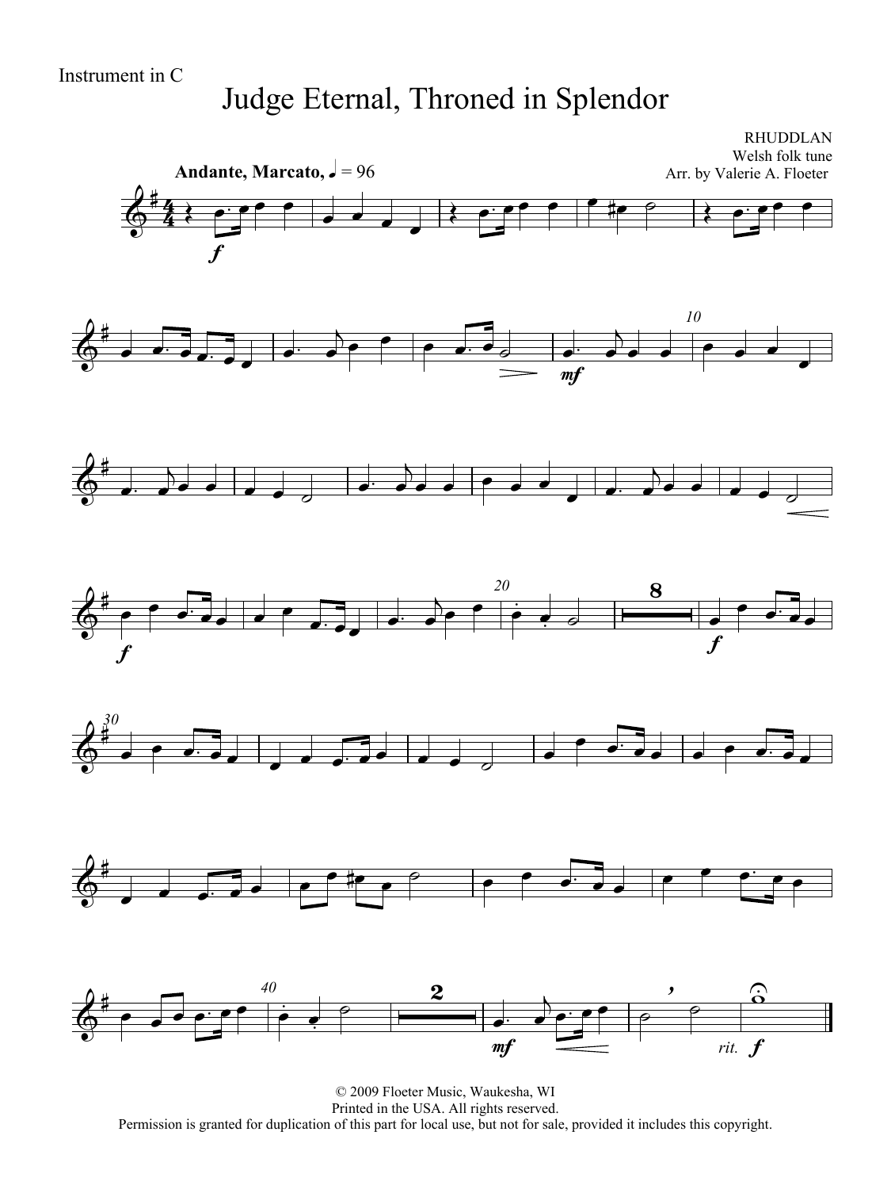Instrument in C

# Judge Eternal, Throned in Splendor

RHUDDLAN
Welsh folk tune
Arr. by Valerie A. Floeter

**Andante, Marcato,** ♩ = 96

© 2009 Floeter Music, Waukesha, WI
Printed in the USA. All rights reserved.
Permission is granted for duplication of this part for local use, but not for sale, provided it includes this copyright.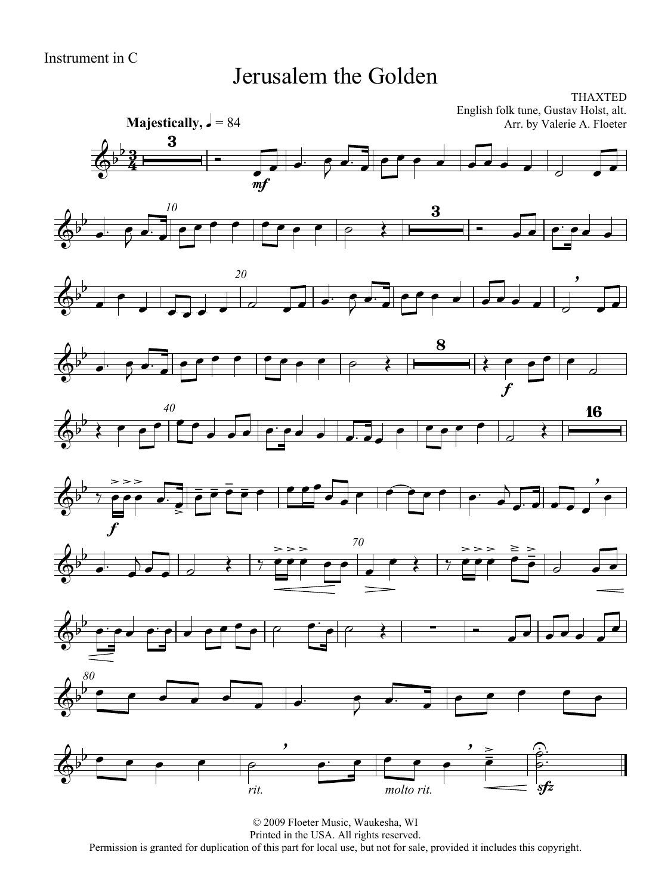Instrument in C

# Jerusalem the Golden

THAXTED
English folk tune, Gustav Holst, alt.
Arr. by Valerie A. Floeter

**Majestically,** ♩ = 84

© 2009 Floeter Music, Waukesha, WI
Printed in the USA. All rights reserved.
Permission is granted for duplication of this part for local use, but not for sale, provided it includes this copyright.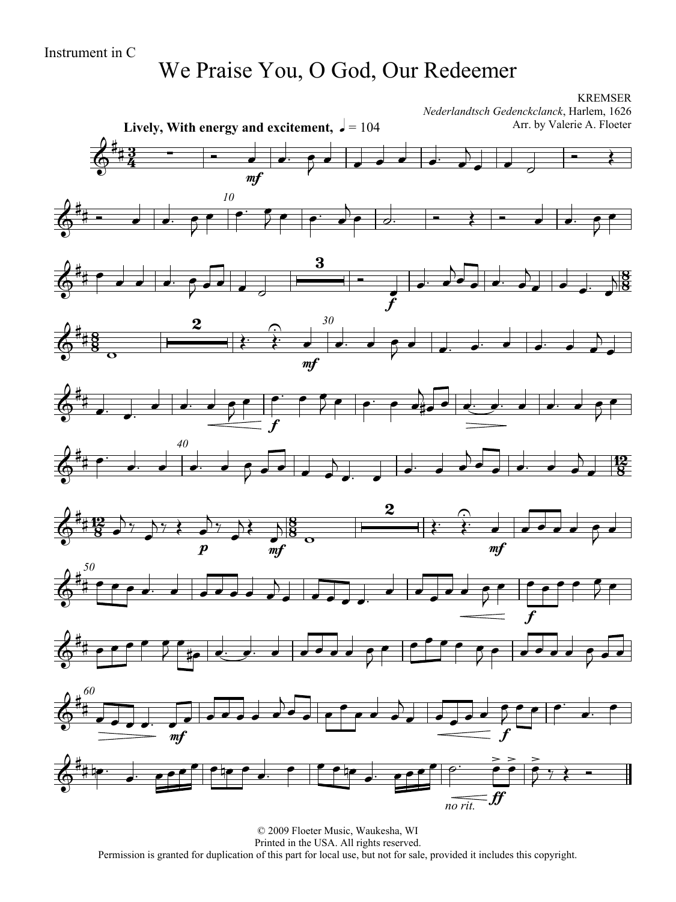Instrument in C

# We Praise You, O God, Our Redeemer

KREMSER
*Nederlandtsch Gedenckclanck*, Harlem, 1626
Arr. by Valerie A. Floeter

**Lively, With energy and excitement,** ♩ = 104

© 2009 Floeter Music, Waukesha, WI
Printed in the USA. All rights reserved.
Permission is granted for duplication of this part for local use, but not for sale, provided it includes this copyright.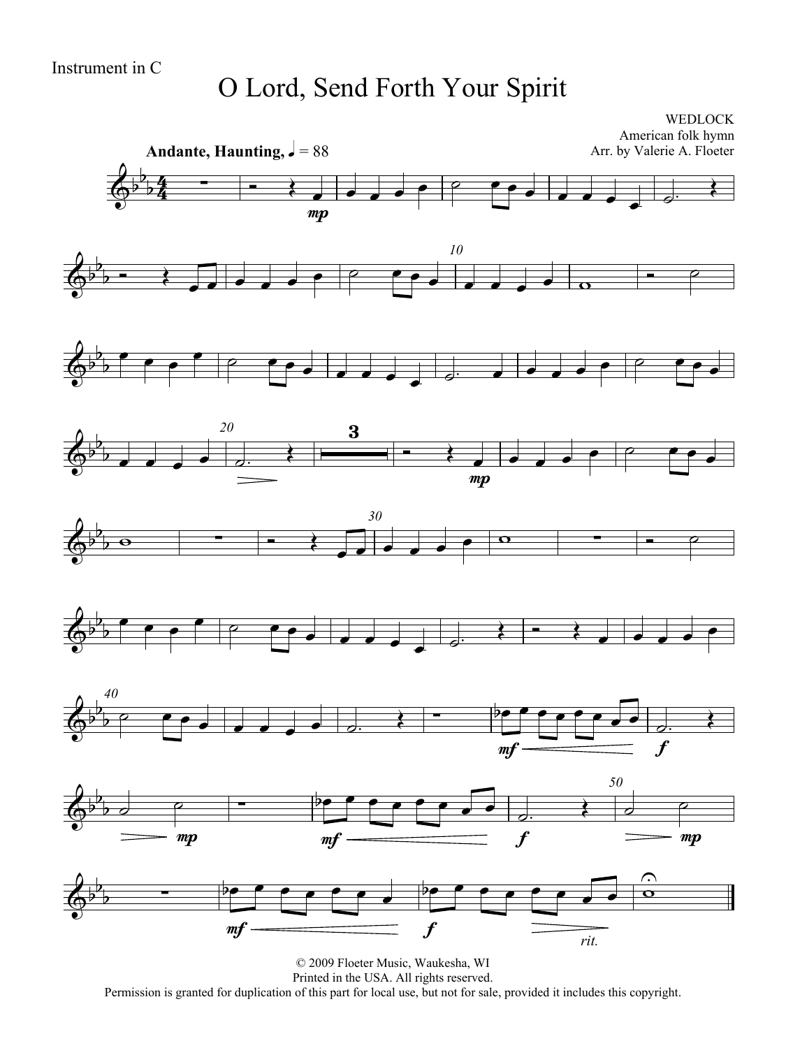Instrument in C

# O Lord, Send Forth Your Spirit

WEDLOCK
American folk hymn
Arr. by Valerie A. Floeter

**Andante, Haunting,** ♩ = 88

© 2009 Floeter Music, Waukesha, WI
Printed in the USA. All rights reserved.
Permission is granted for duplication of this part for local use, but not for sale, provided it includes this copyright.